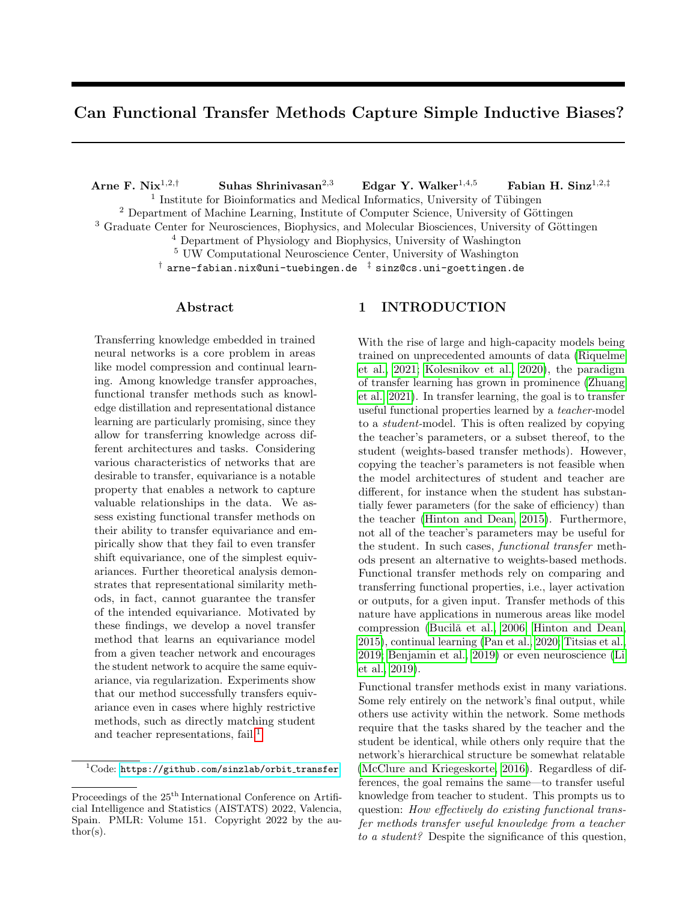# Can Functional Transfer Methods Capture Simple Inductive Biases?

**Arne F. Nix**[1,2,†] **Suhas Shrinivasan**[2,3] **Edgar Y. Walker**[1,4,5] **Fabian H. Sinz**[1,2,‡]

[1] Institute for Bioinformatics and Medical Informatics, University of Tübingen
[2] Department of Machine Learning, Institute of Computer Science, University of Göttingen
[3] Graduate Center for Neurosciences, Biophysics, and Molecular Biosciences, University of Göttingen
[4] Department of Physiology and Biophysics, University of Washington
[5] UW Computational Neuroscience Center, University of Washington
[†] `arne-fabian.nix@uni-tuebingen.de` [‡] `sinz@cs.uni-goettingen.de`

## Abstract

Transferring knowledge embedded in trained neural networks is a core problem in areas like model compression and continual learning. Among knowledge transfer approaches, functional transfer methods such as knowledge distillation and representational distance learning are particularly promising, since they allow for transferring knowledge across different architectures and tasks. Considering various characteristics of networks that are desirable to transfer, equivariance is a notable property that enables a network to capture valuable relationships in the data. We assess existing functional transfer methods on their ability to transfer equivariance and empirically show that they fail to even transfer shift equivariance, one of the simplest equivariances. Further theoretical analysis demonstrates that representational similarity methods, in fact, cannot guarantee the transfer of the intended equivariance. Motivated by these findings, we develop a novel transfer method that learns an equivariance model from a given teacher network and encourages the student network to acquire the same equivariance, via regularization. Experiments show that our method successfully transfers equivariance even in cases where highly restrictive methods, such as directly matching student and teacher representations, fail.[1]

[1] Code: `https://github.com/sinzlab/orbit_transfer`

Proceedings of the 25[th] International Conference on Artificial Intelligence and Statistics (AISTATS) 2022, Valencia, Spain. PMLR: Volume 151. Copyright 2022 by the author(s).

## 1 INTRODUCTION

With the rise of large and high-capacity models being trained on unprecedented amounts of data (Riquelme et al., 2021; Kolesnikov et al., 2020), the paradigm of transfer learning has grown in prominence (Zhuang et al., 2021). In transfer learning, the goal is to transfer useful functional properties learned by a *teacher*-model to a *student*-model. This is often realized by copying the teacher's parameters, or a subset thereof, to the student (weights-based transfer methods). However, copying the teacher's parameters is not feasible when the model architectures of student and teacher are different, for instance when the student has substantially fewer parameters (for the sake of efficiency) than the teacher (Hinton and Dean, 2015). Furthermore, not all of the teacher's parameters may be useful for the student. In such cases, *functional transfer* methods present an alternative to weights-based methods. Functional transfer methods rely on comparing and transferring functional properties, i.e., layer activation or outputs, for a given input. Transfer methods of this nature have applications in numerous areas like model compression (Buciă et al., 2006; Hinton and Dean, 2015), continual learning (Pan et al., 2020; Titsias et al., 2019; Benjamin et al., 2019) or even neuroscience (Li et al., 2019).

Functional transfer methods exist in many variations. Some rely entirely on the network's final output, while others use activity within the network. Some methods require that the tasks shared by the teacher and the student be identical, while others only require that the network's hierarchical structure be somewhat relatable (McClure and Kriegeskorte, 2016). Regardless of differences, the goal remains the same—to transfer useful knowledge from teacher to student. This prompts us to question: *How effectively do existing functional transfer methods transfer useful knowledge from a teacher to a student?* Despite the significance of this question,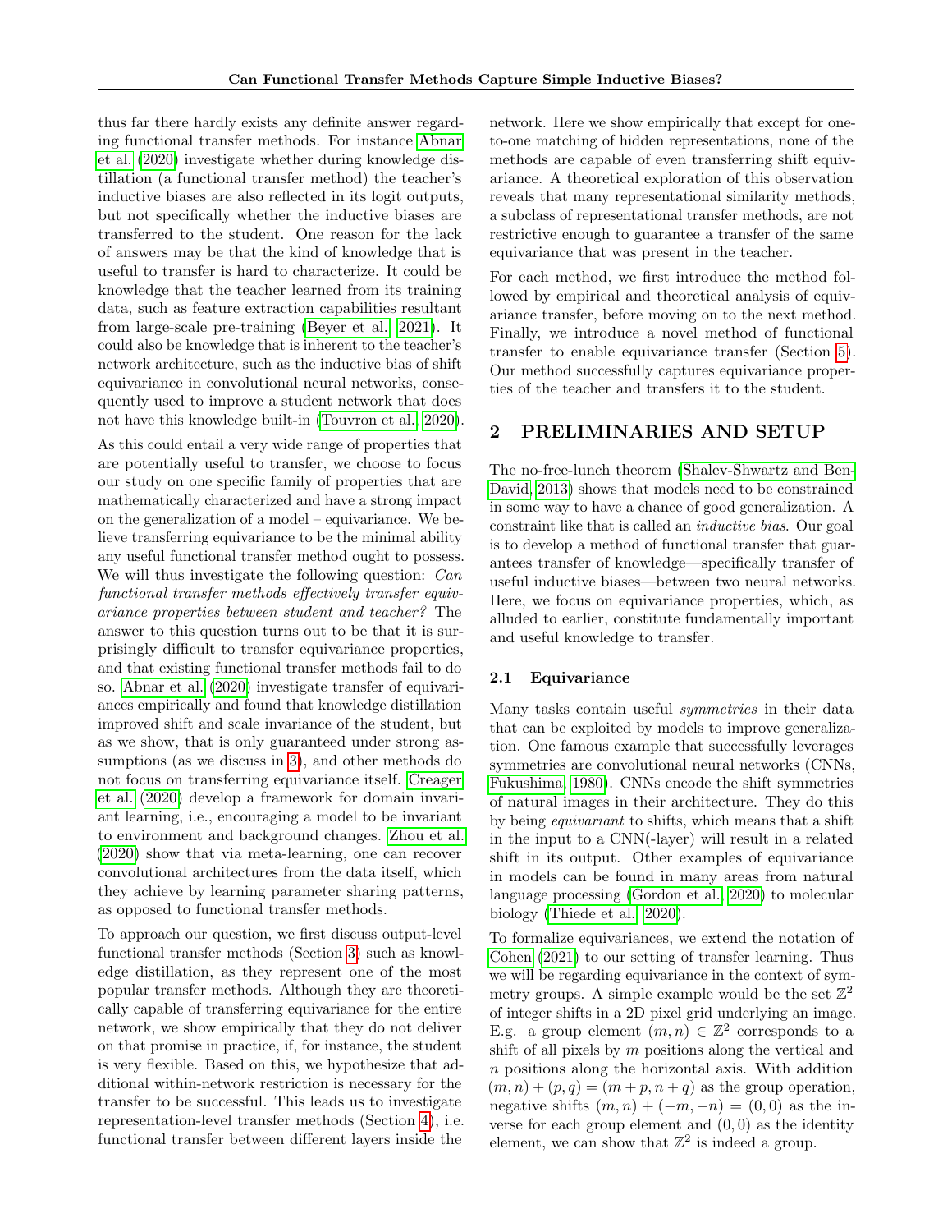thus far there hardly exists any definite answer regarding functional transfer methods. For instance Abnar et al. (2020) investigate whether during knowledge distillation (a functional transfer method) the teacher's inductive biases are also reflected in its logit outputs, but not specifically whether the inductive biases are transferred to the student. One reason for the lack of answers may be that the kind of knowledge that is useful to transfer is hard to characterize. It could be knowledge that the teacher learned from its training data, such as feature extraction capabilities resultant from large-scale pre-training (Beyer et al., 2021). It could also be knowledge that is inherent to the teacher's network architecture, such as the inductive bias of shift equivariance in convolutional neural networks, consequently used to improve a student network that does not have this knowledge built-in (Touvron et al., 2020).

As this could entail a very wide range of properties that are potentially useful to transfer, we choose to focus our study on one specific family of properties that are mathematically characterized and have a strong impact on the generalization of a model – equivariance. We believe transferring equivariance to be the minimal ability any useful functional transfer method ought to possess. We will thus investigate the following question: *Can functional transfer methods effectively transfer equivariance properties between student and teacher?* The answer to this question turns out to be that it is surprisingly difficult to transfer equivariance properties, and that existing functional transfer methods fail to do so. Abnar et al. (2020) investigate transfer of equivariances empirically and found that knowledge distillation improved shift and scale invariance of the student, but as we show, that is only guaranteed under strong assumptions (as we discuss in 3), and other methods do not focus on transferring equivariance itself. Creager et al. (2020) develop a framework for domain invariant learning, i.e., encouraging a model to be invariant to environment and background changes. Zhou et al. (2020) show that via meta-learning, one can recover convolutional architectures from the data itself, which they achieve by learning parameter sharing patterns, as opposed to functional transfer methods.

To approach our question, we first discuss output-level functional transfer methods (Section 3) such as knowledge distillation, as they represent one of the most popular transfer methods. Although they are theoretically capable of transferring equivariance for the entire network, we show empirically that they do not deliver on that promise in practice, if, for instance, the student is very flexible. Based on this, we hypothesize that additional within-network restriction is necessary for the transfer to be successful. This leads us to investigate representation-level transfer methods (Section 4), i.e. functional transfer between different layers inside the network. Here we show empirically that except for one-to-one matching of hidden representations, none of the methods are capable of even transferring shift equivariance. A theoretical exploration of this observation reveals that many representational similarity methods, a subclass of representational transfer methods, are not restrictive enough to guarantee a transfer of the same equivariance that was present in the teacher.

For each method, we first introduce the method followed by empirical and theoretical analysis of equivariance transfer, before moving on to the next method. Finally, we introduce a novel method of functional transfer to enable equivariance transfer (Section 5). Our method successfully captures equivariance properties of the teacher and transfers it to the student.

## 2 PRELIMINARIES AND SETUP

The no-free-lunch theorem (Shalev-Shwartz and Ben-David, 2013) shows that models need to be constrained in some way to have a chance of good generalization. A constraint like that is called an *inductive bias*. Our goal is to develop a method of functional transfer that guarantees transfer of knowledge—specifically transfer of useful inductive biases—between two neural networks. Here, we focus on equivariance properties, which, as alluded to earlier, constitute fundamentally important and useful knowledge to transfer.

### 2.1 Equivariance

Many tasks contain useful *symmetries* in their data that can be exploited by models to improve generalization. One famous example that successfully leverages symmetries are convolutional neural networks (CNNs, Fukushima, 1980). CNNs encode the shift symmetries of natural images in their architecture. They do this by being *equivariant* to shifts, which means that a shift in the input to a CNN(-layer) will result in a related shift in its output. Other examples of equivariance in models can be found in many areas from natural language processing (Gordon et al., 2020) to molecular biology (Thiede et al., 2020).

To formalize equivariances, we extend the notation of Cohen (2021) to our setting of transfer learning. Thus we will be regarding equivariance in the context of symmetry groups. A simple example would be the set $\mathbb{Z}^2$ of integer shifts in a 2D pixel grid underlying an image. E.g. a group element $(m, n) \in \mathbb{Z}^2$ corresponds to a shift of all pixels by $m$ positions along the vertical and $n$ positions along the horizontal axis. With addition $(m, n) + (p, q) = (m + p, n + q)$ as the group operation, negative shifts $(m, n) + (-m, -n) = (0, 0)$ as the inverse for each group element and $(0, 0)$ as the identity element, we can show that $\mathbb{Z}^2$ is indeed a group.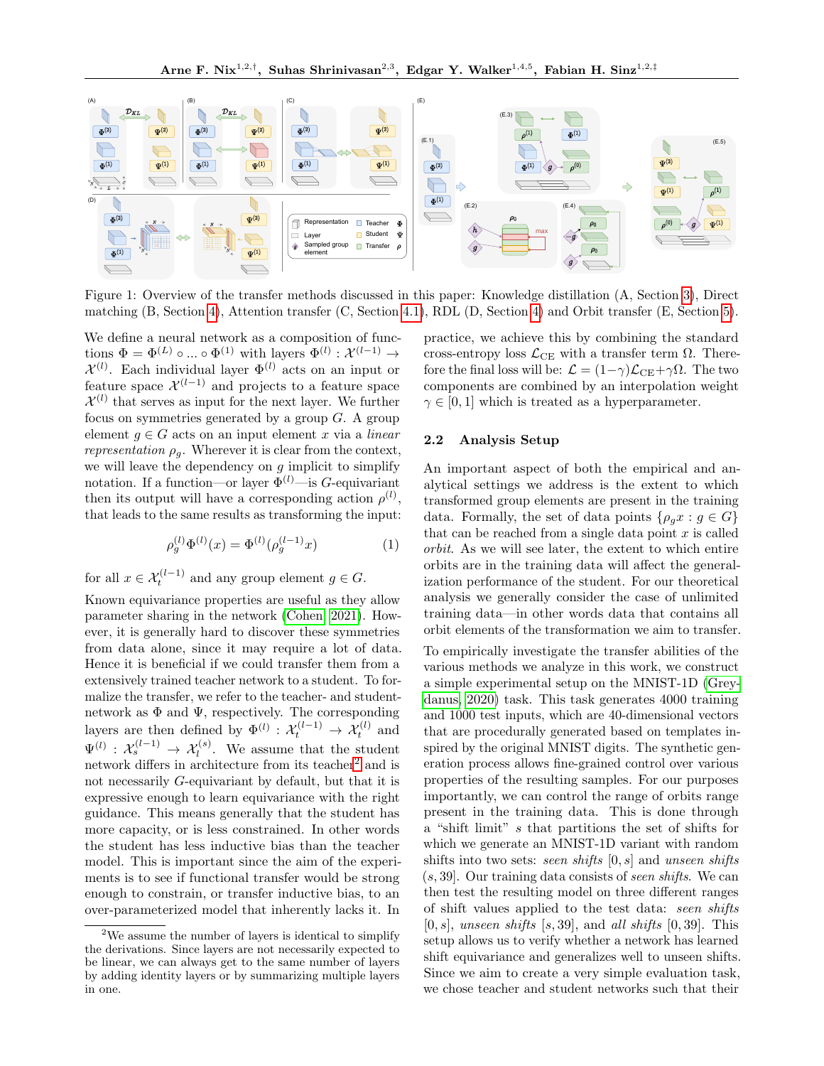Figure 1: Overview of the transfer methods discussed in this paper: Knowledge distillation (A, Section 3), Direct matching (B, Section 4), Attention transfer (C, Section 4.1), RDL (D, Section 4) and Orbit transfer (E, Section 5).

We define a neural network as a composition of functions $\Phi = \Phi^{(L)} \circ ... \circ \Phi^{(1)}$ with layers $\Phi^{(l)} : \mathcal{X}^{(l-1)} \rightarrow \mathcal{X}^{(l)}$. Each individual layer $\Phi^{(l)}$ acts on an input or feature space $\mathcal{X}^{(l-1)}$ and projects to a feature space $\mathcal{X}^{(l)}$ that serves as input for the next layer. We further focus on symmetries generated by a group $G$. A group element $g \in G$ acts on an input element $x$ via a *linear representation* $\rho_g$. Wherever it is clear from the context, we will leave the dependency on $g$ implicit to simplify notation. If a function—or layer $\Phi^{(l)}$—is $G$-equivariant then its output will have a corresponding action $\rho^{(l)}$, that leads to the same results as transforming the input:

$$\rho_g^{(l)} \Phi^{(l)}(x) = \Phi^{(l)}(\rho_g^{(l-1)} x) \tag{1}$$

for all $x \in \mathcal{X}_t^{(l-1)}$ and any group element $g \in G$.

Known equivariance properties are useful as they allow parameter sharing in the network (Cohen, 2021). However, it is generally hard to discover these symmetries from data alone, since it may require a lot of data. Hence it is beneficial if we could transfer them from a extensively trained teacher network to a student. To formalize the transfer, we refer to the teacher- and student-network as $\Phi$ and $\Psi$, respectively. The corresponding layers are then defined by $\Phi^{(l)} : \mathcal{X}_t^{(l-1)} \rightarrow \mathcal{X}_t^{(l)}$ and $\Psi^{(l)} : \mathcal{X}_s^{(l-1)} \rightarrow \mathcal{X}_l^{(s)}$. We assume that the student network differs in architecture from its teacher[2] and is not necessarily $G$-equivariant by default, but that it is expressive enough to learn equivariance with the right guidance. This means generally that the student has more capacity, or is less constrained. In other words the student has less inductive bias than the teacher model. This is important since the aim of the experiments is to see if functional transfer would be strong enough to constrain, or transfer inductive bias, to an over-parameterized model that inherently lacks it. In practice, we achieve this by combining the standard cross-entropy loss $\mathcal{L}_{\text{CE}}$ with a transfer term $\Omega$. Therefore the final loss will be: $\mathcal{L} = (1-\gamma)\mathcal{L}_{\text{CE}} + \gamma\Omega$. The two components are combined by an interpolation weight $\gamma \in [0, 1]$ which is treated as a hyperparameter.

[2] We assume the number of layers is identical to simplify the derivations. Since layers are not necessarily expected to be linear, we can always get to the same number of layers by adding identity layers or by summarizing multiple layers in one.

## 2.2 Analysis Setup

An important aspect of both the empirical and analytical settings we address is the extent to which transformed group elements are present in the training data. Formally, the set of data points $\{\rho_g x : g \in G\}$ that can be reached from a single data point $x$ is called *orbit*. As we will see later, the extent to which entire orbits are in the training data will affect the generalization performance of the student. For our theoretical analysis we generally consider the case of unlimited training data—in other words data that contains all orbit elements of the transformation we aim to transfer.

To empirically investigate the transfer abilities of the various methods we analyze in this work, we construct a simple experimental setup on the MNIST-1D (Greydanus, 2020) task. This task generates 4000 training and 1000 test inputs, which are 40-dimensional vectors that are procedurally generated based on templates inspired by the original MNIST digits. The synthetic generation process allows fine-grained control over various properties of the resulting samples. For our purposes importantly, we can control the range of orbits range present in the training data. This is done through a "shift limit" $s$ that partitions the set of shifts for which we generate an MNIST-1D variant with random shifts into two sets: *seen shifts* $[0, s]$ and *unseen shifts* $(s, 39]$. Our training data consists of *seen shifts*. We can then test the resulting model on three different ranges of shift values applied to the test data: *seen shifts* $[0, s]$, *unseen shifts* $[s, 39]$, and *all shifts* $[0, 39]$. This setup allows us to verify whether a network has learned shift equivariance and generalizes well to unseen shifts. Since we aim to create a very simple evaluation task, we chose teacher and student networks such that their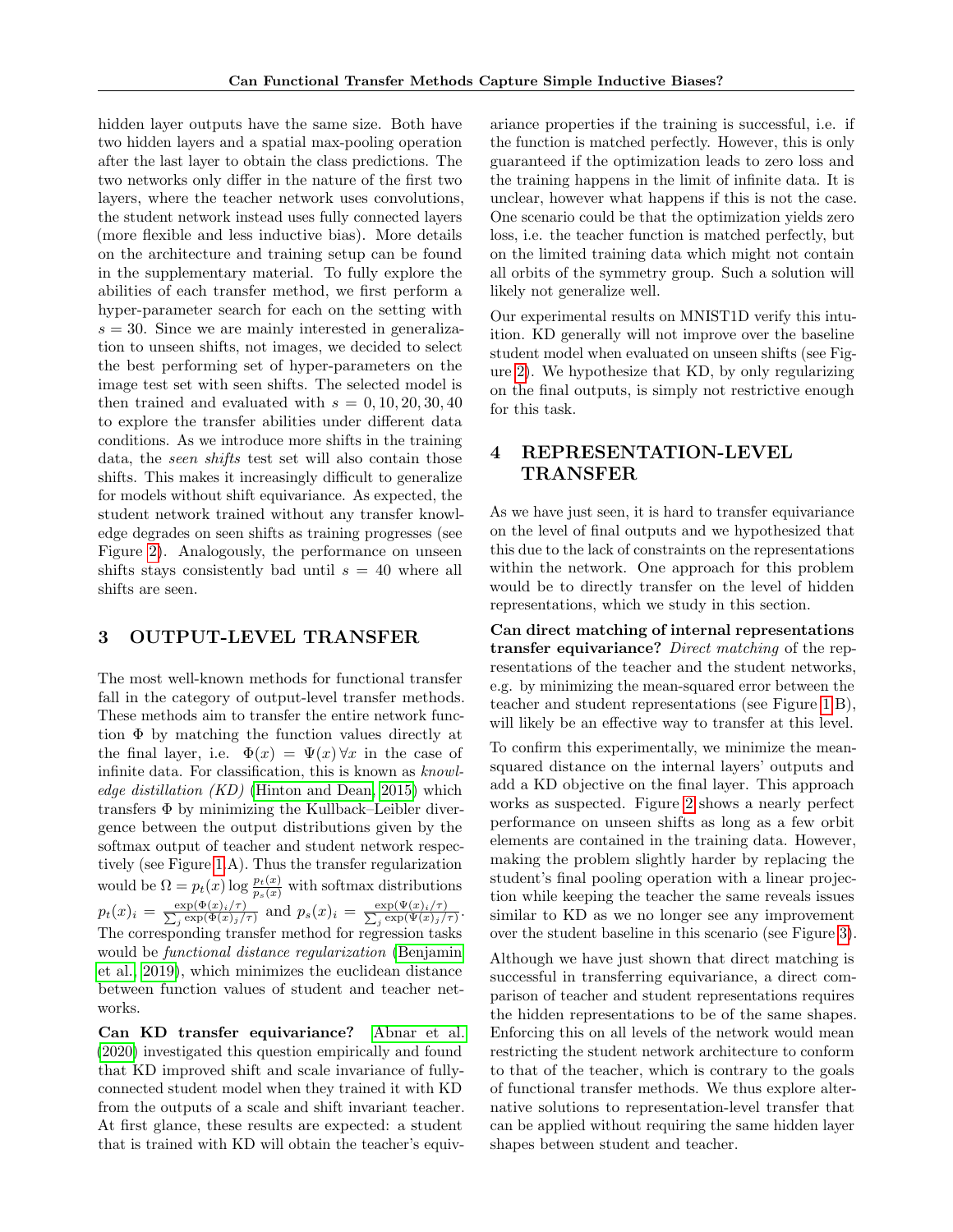hidden layer outputs have the same size. Both have two hidden layers and a spatial max-pooling operation after the last layer to obtain the class predictions. The two networks only differ in the nature of the first two layers, where the teacher network uses convolutions, the student network instead uses fully connected layers (more flexible and less inductive bias). More details on the architecture and training setup can be found in the supplementary material. To fully explore the abilities of each transfer method, we first perform a hyper-parameter search for each on the setting with $s = 30$. Since we are mainly interested in generalization to unseen shifts, not images, we decided to select the best performing set of hyper-parameters on the image test set with seen shifts. The selected model is then trained and evaluated with $s = 0, 10, 20, 30, 40$ to explore the transfer abilities under different data conditions. As we introduce more shifts in the training data, the *seen shifts* test set will also contain those shifts. This makes it increasingly difficult to generalize for models without shift equivariance. As expected, the student network trained without any transfer knowledge degrades on seen shifts as training progresses (see Figure 2). Analogously, the performance on unseen shifts stays consistently bad until $s = 40$ where all shifts are seen.

## 3 OUTPUT-LEVEL TRANSFER

The most well-known methods for functional transfer fall in the category of output-level transfer methods. These methods aim to transfer the entire network function $\Phi$ by matching the function values directly at the final layer, i.e. $\Phi(x) = \Psi(x) \, \forall x$ in the case of infinite data. For classification, this is known as *knowledge distillation (KD)* (Hinton and Dean, 2015) which transfers $\Phi$ by minimizing the Kullback–Leibler divergence between the output distributions given by the softmax output of teacher and student network respectively (see Figure 1A). Thus the transfer regularization would be $\Omega = p_t(x) \log \frac{p_t(x)}{p_s(x)}$ with softmax distributions $p_t(x)_i = \frac{\exp(\Phi(x)_i/\tau)}{\sum_j \exp(\Phi(x)_j/\tau)}$ and $p_s(x)_i = \frac{\exp(\Psi(x)_i/\tau)}{\sum_j \exp(\Psi(x)_j/\tau)}$. The corresponding transfer method for regression tasks would be *functional distance regularization* (Benjamin et al., 2019), which minimizes the euclidean distance between function values of student and teacher networks.

**Can KD transfer equivariance?** Abnar et al. (2020) investigated this question empirically and found that KD improved shift and scale invariance of fully-connected student model when they trained it with KD from the outputs of a scale and shift invariant teacher. At first glance, these results are expected: a student that is trained with KD will obtain the teacher's equivariance properties if the training is successful, i.e. if the function is matched perfectly. However, this is only guaranteed if the optimization leads to zero loss and the training happens in the limit of infinite data. It is unclear, however what happens if this is not the case. One scenario could be that the optimization yields zero loss, i.e. the teacher function is matched perfectly, but on the limited training data which might not contain all orbits of the symmetry group. Such a solution will likely not generalize well.

Our experimental results on MNIST1D verify this intuition. KD generally will not improve over the baseline student model when evaluated on unseen shifts (see Figure 2). We hypothesize that KD, by only regularizing on the final outputs, is simply not restrictive enough for this task.

## 4 REPRESENTATION-LEVEL TRANSFER

As we have just seen, it is hard to transfer equivariance on the level of final outputs and we hypothesized that this due to the lack of constraints on the representations within the network. One approach for this problem would be to directly transfer on the level of hidden representations, which we study in this section.

**Can direct matching of internal representations transfer equivariance?** *Direct matching* of the representations of the teacher and the student networks, e.g. by minimizing the mean-squared error between the teacher and student representations (see Figure 1B), will likely be an effective way to transfer at this level.

To confirm this experimentally, we minimize the mean-squared distance on the internal layers' outputs and add a KD objective on the final layer. This approach works as suspected. Figure 2 shows a nearly perfect performance on unseen shifts as long as a few orbit elements are contained in the training data. However, making the problem slightly harder by replacing the student's final pooling operation with a linear projection while keeping the teacher the same reveals issues similar to KD as we no longer see any improvement over the student baseline in this scenario (see Figure 3).

Although we have just shown that direct matching is successful in transferring equivariance, a direct comparison of teacher and student representations requires the hidden representations to be of the same shapes. Enforcing this on all levels of the network would mean restricting the student network architecture to conform to that of the teacher, which is contrary to the goals of functional transfer methods. We thus explore alternative solutions to representation-level transfer that can be applied without requiring the same hidden layer shapes between student and teacher.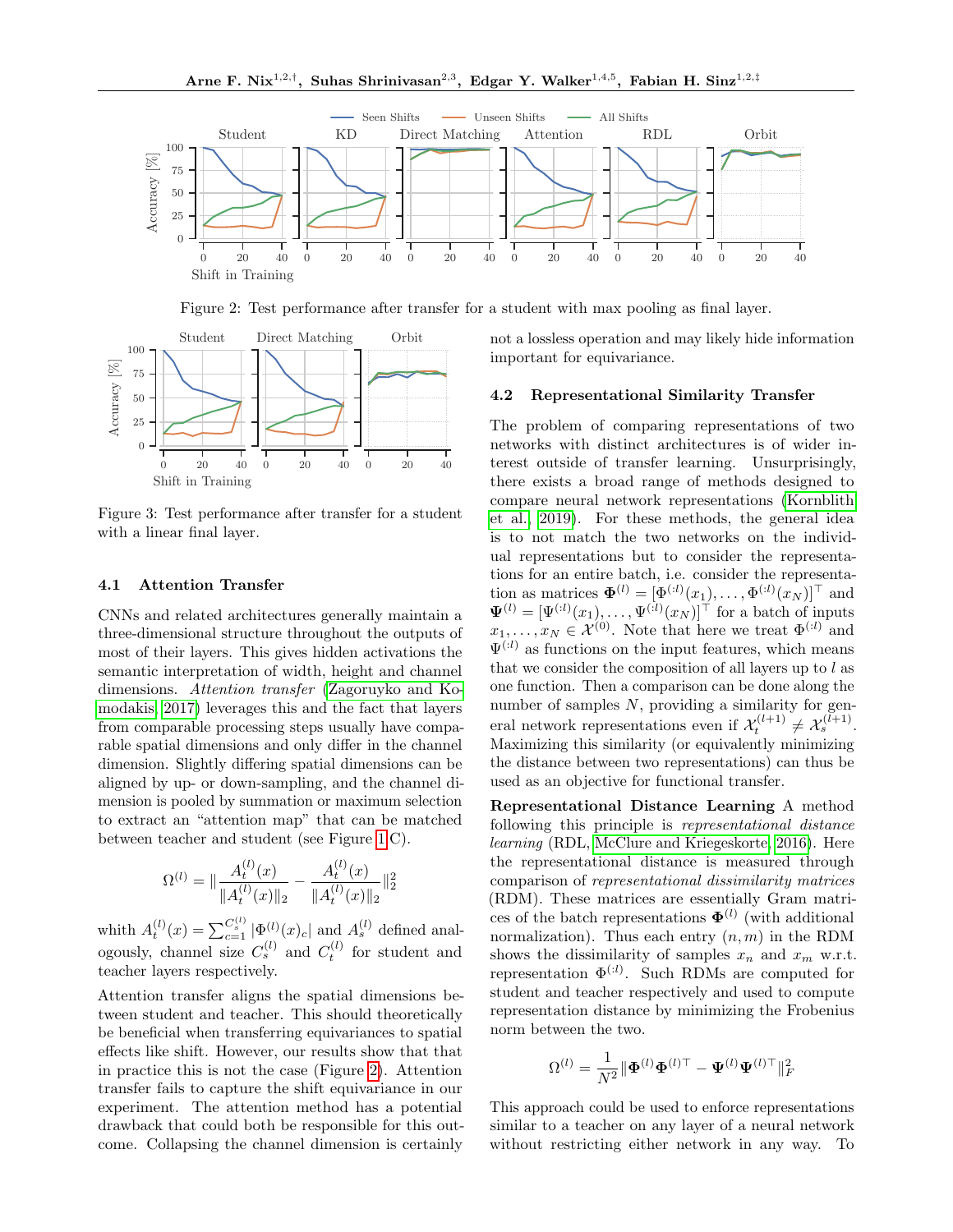Figure 2: Test performance after transfer for a student with max pooling as final layer.

Figure 3: Test performance after transfer for a student with a linear final layer.

### 4.1 Attention Transfer

CNNs and related architectures generally maintain a three-dimensional structure throughout the outputs of most of their layers. This gives hidden activations the semantic interpretation of width, height and channel dimensions. *Attention transfer* (Zagoruyko and Komodakis, 2017) leverages this and the fact that layers from comparable processing steps usually have comparable spatial dimensions and only differ in the channel dimension. Slightly differing spatial dimensions can be aligned by up- or down-sampling, and the channel dimension is pooled by summation or maximum selection to extract an "attention map" that can be matched between teacher and student (see Figure 1 C).

$$\Omega^{(l)} = \| \frac{A_t^{(l)}(x)}{\|A_t^{(l)}(x)\|_2} - \frac{A_t^{(l)}(x)}{\|A_t^{(l)}(x)\|_2} \|_2^2$$

whith $A_t^{(l)}(x) = \sum_{c=1}^{C_s^{(l)}} |\Phi^{(l)}(x)_c|$ and $A_s^{(l)}$ defined analogously, channel size $C_s^{(l)}$ and $C_t^{(l)}$ for student and teacher layers respectively.

Attention transfer aligns the spatial dimensions between student and teacher. This should theoretically be beneficial when transferring equivariances to spatial effects like shift. However, our results show that that in practice this is not the case (Figure 2). Attention transfer fails to capture the shift equivariance in our experiment. The attention method has a potential drawback that could both be responsible for this outcome. Collapsing the channel dimension is certainly not a lossless operation and may likely hide information important for equivariance.

### 4.2 Representational Similarity Transfer

The problem of comparing representations of two networks with distinct architectures is of wider interest outside of transfer learning. Unsurprisingly, there exists a broad range of methods designed to compare neural network representations (Kornblith et al., 2019). For these methods, the general idea is to not match the two networks on the individual representations but to consider the representations for an entire batch, i.e. consider the representation as matrices $\mathbf{\Phi}^{(l)} = [\Phi^{(:l)}(x_1), \ldots, \Phi^{(:l)}(x_N)]^\top$ and $\mathbf{\Psi}^{(l)} = [\Psi^{(:l)}(x_1), \ldots, \Psi^{(:l)}(x_N)]^\top$ for a batch of inputs $x_1, \ldots, x_N \in \mathcal{X}^{(0)}$. Note that here we treat $\Phi^{(:l)}$ and $\Psi^{(:l)}$ as functions on the input features, which means that we consider the composition of all layers up to $l$ as one function. Then a comparison can be done along the number of samples $N$, providing a similarity for general network representations even if $\mathcal{X}_t^{(l+1)} \neq \mathcal{X}_s^{(l+1)}$. Maximizing this similarity (or equivalently minimizing the distance between two representations) can thus be used as an objective for functional transfer.

**Representational Distance Learning** A method following this principle is *representational distance learning* (RDL, McClure and Kriegeskorte, 2016). Here the representational distance is measured through comparison of *representational dissimilarity matrices* (RDM). These matrices are essentially Gram matrices of the batch representations $\mathbf{\Phi}^{(l)}$ (with additional normalization). Thus each entry $(n, m)$ in the RDM shows the dissimilarity of samples $x_n$ and $x_m$ w.r.t. representation $\Phi^{(:l)}$. Such RDMs are computed for student and teacher respectively and used to compute representation distance by minimizing the Frobenius norm between the two.

$$\Omega^{(l)} = \frac{1}{N^2} \|\mathbf{\Phi}^{(l)}\mathbf{\Phi}^{(l)\top} - \mathbf{\Psi}^{(l)}\mathbf{\Psi}^{(l)\top}\|_F^2$$

This approach could be used to enforce representations similar to a teacher on any layer of a neural network without restricting either network in any way. To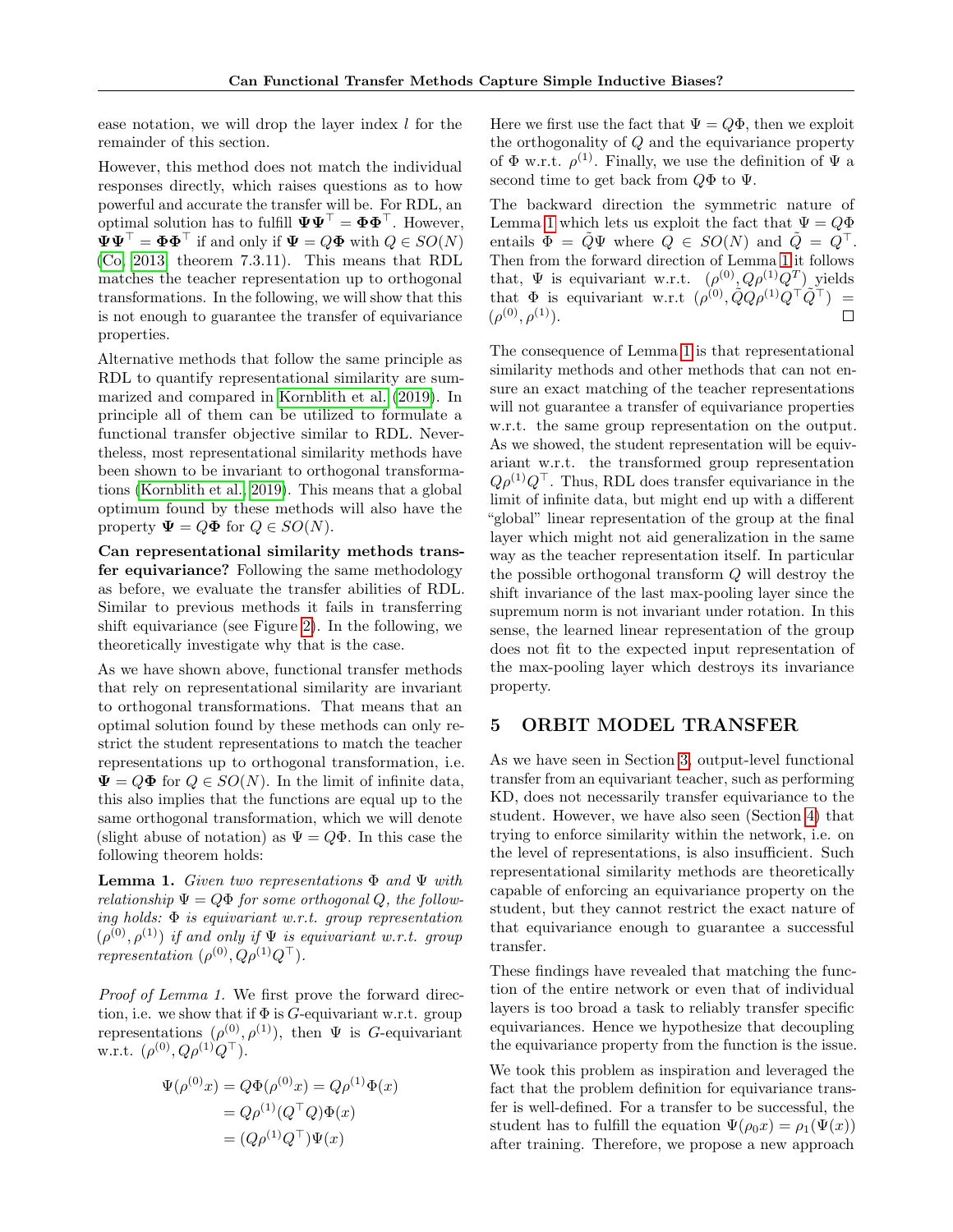ease notation, we will drop the layer index $l$ for the remainder of this section.

However, this method does not match the individual responses directly, which raises questions as to how powerful and accurate the transfer will be. For RDL, an optimal solution has to fulfill $\mathbf{\Psi}\mathbf{\Psi}^\top = \mathbf{\Phi}\mathbf{\Phi}^\top$. However, $\mathbf{\Psi}\mathbf{\Psi}^\top = \mathbf{\Phi}\mathbf{\Phi}^\top$ if and only if $\mathbf{\Psi} = Q\mathbf{\Phi}$ with $Q \in SO(N)$ (Co, 2013, theorem 7.3.11). This means that RDL matches the teacher representation up to orthogonal transformations. In the following, we will show that this is not enough to guarantee the transfer of equivariance properties.

Alternative methods that follow the same principle as RDL to quantify representational similarity are summarized and compared in Kornblith et al. (2019). In principle all of them can be utilized to formulate a functional transfer objective similar to RDL. Nevertheless, most representational similarity methods have been shown to be invariant to orthogonal transformations (Kornblith et al., 2019). This means that a global optimum found by these methods will also have the property $\mathbf{\Psi} = Q\mathbf{\Phi}$ for $Q \in SO(N)$.

**Can representational similarity methods transfer equivariance?** Following the same methodology as before, we evaluate the transfer abilities of RDL. Similar to previous methods it fails in transferring shift equivariance (see Figure 2). In the following, we theoretically investigate why that is the case.

As we have shown above, functional transfer methods that rely on representational similarity are invariant to orthogonal transformations. That means that an optimal solution found by these methods can only restrict the student representations to match the teacher representations up to orthogonal transformation, i.e. $\mathbf{\Psi} = Q\mathbf{\Phi}$ for $Q \in SO(N)$. In the limit of infinite data, this also implies that the functions are equal up to the same orthogonal transformation, which we will denote (slight abuse of notation) as $\Psi = Q\Phi$. In this case the following theorem holds:

**Lemma 1.** *Given two representations $\Phi$ and $\Psi$ with relationship $\Psi = Q\Phi$ for some orthogonal $Q$, the following holds: $\Phi$ is equivariant w.r.t. group representation $(\rho^{(0)}, \rho^{(1)})$ if and only if $\Psi$ is equivariant w.r.t. group representation $(\rho^{(0)}, Q\rho^{(1)}Q^\top)$.*

*Proof of Lemma 1.* We first prove the forward direction, i.e. we show that if $\Phi$ is $G$-equivariant w.r.t. group representations $(\rho^{(0)}, \rho^{(1)})$, then $\Psi$ is $G$-equivariant w.r.t. $(\rho^{(0)}, Q\rho^{(1)}Q^\top)$.

$$
\begin{aligned}
\Psi(\rho^{(0)}x) &= Q\Phi(\rho^{(0)}x) = Q\rho^{(1)}\Phi(x) \\
&= Q\rho^{(1)}(Q^\top Q)\Phi(x) \\
&= (Q\rho^{(1)}Q^\top)\Psi(x)
\end{aligned}
$$

Here we first use the fact that $\Psi = Q\Phi$, then we exploit the orthogonality of $Q$ and the equivariance property of $\Phi$ w.r.t. $\rho^{(1)}$. Finally, we use the definition of $\Psi$ a second time to get back from $Q\Phi$ to $\Psi$.

The backward direction the symmetric nature of Lemma 1 which lets us exploit the fact that $\Psi = Q\Phi$ entails $\Phi = \tilde{Q}\Psi$ where $Q \in SO(N)$ and $\tilde{Q} = Q^\top$. Then from the forward direction of Lemma 1 it follows that, $\Psi$ is equivariant w.r.t. $(\rho^{(0)}, Q\rho^{(1)}Q^T)$ yields that $\Phi$ is equivariant w.r.t $(\rho^{(0)}, \tilde{Q}Q\rho^{(1)}Q^\top\tilde{Q}^\top) = (\rho^{(0)}, \rho^{(1)})$. ◻

The consequence of Lemma 1 is that representational similarity methods and other methods that can not ensure an exact matching of the teacher representations will not guarantee a transfer of equivariance properties w.r.t. the same group representation on the output. As we showed, the student representation will be equivariant w.r.t. the transformed group representation $Q\rho^{(1)}Q^\top$. Thus, RDL does transfer equivariance in the limit of infinite data, but might end up with a different "global" linear representation of the group at the final layer which might not aid generalization in the same way as the teacher representation itself. In particular the possible orthogonal transform $Q$ will destroy the shift invariance of the last max-pooling layer since the supremum norm is not invariant under rotation. In this sense, the learned linear representation of the group does not fit to the expected input representation of the max-pooling layer which destroys its invariance property.

## 5 ORBIT MODEL TRANSFER

As we have seen in Section 3, output-level functional transfer from an equivariant teacher, such as performing KD, does not necessarily transfer equivariance to the student. However, we have also seen (Section 4) that trying to enforce similarity within the network, i.e. on the level of representations, is also insufficient. Such representational similarity methods are theoretically capable of enforcing an equivariance property on the student, but they cannot restrict the exact nature of that equivariance enough to guarantee a successful transfer.

These findings have revealed that matching the function of the entire network or even that of individual layers is too broad a task to reliably transfer specific equivariances. Hence we hypothesize that decoupling the equivariance property from the function is the issue.

We took this problem as inspiration and leveraged the fact that the problem definition for equivariance transfer is well-defined. For a transfer to be successful, the student has to fulfill the equation $\Psi(\rho_0 x) = \rho_1(\Psi(x))$ after training. Therefore, we propose a new approach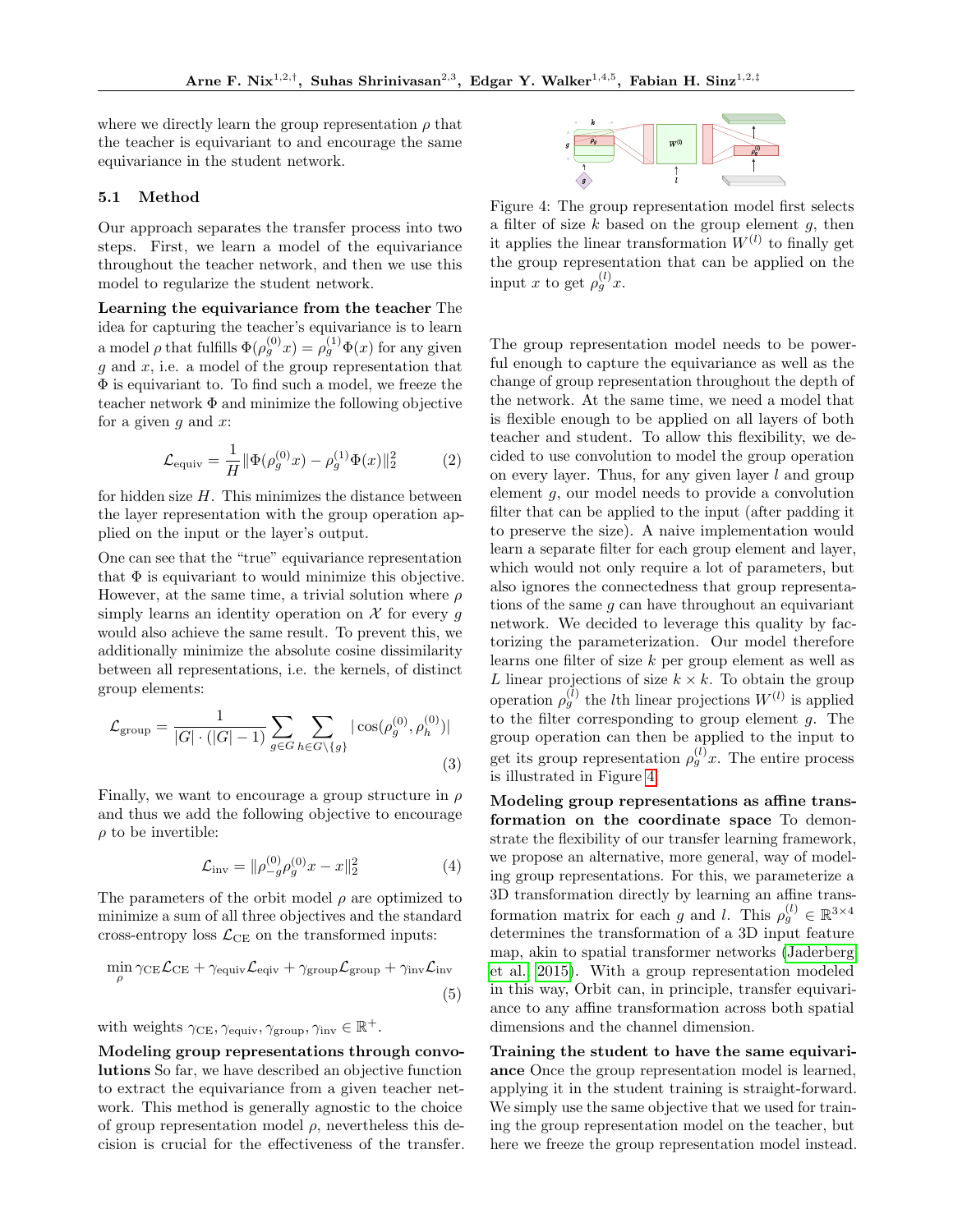where we directly learn the group representation $\rho$ that the teacher is equivariant to and encourage the same equivariance in the student network.

### 5.1 Method

Our approach separates the transfer process into two steps. First, we learn a model of the equivariance throughout the teacher network, and then we use this model to regularize the student network.

**Learning the equivariance from the teacher** The idea for capturing the teacher's equivariance is to learn a model $\rho$ that fulfills $\Phi(\rho_g^{(0)} x) = \rho_g^{(1)} \Phi(x)$ for any given $g$ and $x$, i.e. a model of the group representation that $\Phi$ is equivariant to. To find such a model, we freeze the teacher network $\Phi$ and minimize the following objective for a given $g$ and $x$:

$$\mathcal{L}_{\text{equiv}} = \frac{1}{H} \|\Phi(\rho_g^{(0)} x) - \rho_g^{(1)} \Phi(x)\|_2^2 \tag{2}$$

for hidden size $H$. This minimizes the distance between the layer representation with the group operation applied on the input or the layer's output.

One can see that the "true" equivariance representation that $\Phi$ is equivariant to would minimize this objective. However, at the same time, a trivial solution where $\rho$ simply learns an identity operation on $\mathcal{X}$ for every $g$ would also achieve the same result. To prevent this, we additionally minimize the absolute cosine dissimilarity between all representations, i.e. the kernels, of distinct group elements:

$$\mathcal{L}_{\text{group}} = \frac{1}{|G| \cdot (|G|-1)} \sum_{g \in G} \sum_{h \in G \setminus \{g\}} |\cos(\rho_g^{(0)}, \rho_h^{(0)})| \tag{3}$$

Finally, we want to encourage a group structure in $\rho$ and thus we add the following objective to encourage $\rho$ to be invertible:

$$\mathcal{L}_{\text{inv}} = \|\rho_{-g}^{(0)} \rho_g^{(0)} x - x\|_2^2 \tag{4}$$

The parameters of the orbit model $\rho$ are optimized to minimize a sum of all three objectives and the standard cross-entropy loss $\mathcal{L}_{\text{CE}}$ on the transformed inputs:

$$\min_{\rho} \gamma_{\text{CE}} \mathcal{L}_{\text{CE}} + \gamma_{\text{equiv}} \mathcal{L}_{\text{eqiv}} + \gamma_{\text{group}} \mathcal{L}_{\text{group}} + \gamma_{\text{inv}} \mathcal{L}_{\text{inv}} \tag{5}$$

with weights $\gamma_{\text{CE}}, \gamma_{\text{equiv}}, \gamma_{\text{group}}, \gamma_{\text{inv}} \in \mathbb{R}^+$.

**Modeling group representations through convolutions** So far, we have described an objective function to extract the equivariance from a given teacher network. This method is generally agnostic to the choice of group representation model $\rho$, nevertheless this decision is crucial for the effectiveness of the transfer.

Figure 4: The group representation model first selects a filter of size $k$ based on the group element $g$, then it applies the linear transformation $W^{(l)}$ to finally get the group representation that can be applied on the input $x$ to get $\rho_g^{(l)} x$.

The group representation model needs to be powerful enough to capture the equivariance as well as the change of group representation throughout the depth of the network. At the same time, we need a model that is flexible enough to be applied on all layers of both teacher and student. To allow this flexibility, we decided to use convolution to model the group operation on every layer. Thus, for any given layer $l$ and group element $g$, our model needs to provide a convolution filter that can be applied to the input (after padding it to preserve the size). A naive implementation would learn a separate filter for each group element and layer, which would not only require a lot of parameters, but also ignores the connectedness that group representations of the same $g$ can have throughout an equivariant network. We decided to leverage this quality by factorizing the parameterization. Our model therefore learns one filter of size $k$ per group element as well as $L$ linear projections of size $k \times k$. To obtain the group operation $\rho_g^{(l)}$ the $l$th linear projections $W^{(l)}$ is applied to the filter corresponding to group element $g$. The group operation can then be applied to the input to get its group representation $\rho_g^{(l)} x$. The entire process is illustrated in Figure 4.

**Modeling group representations as affine transformation on the coordinate space** To demonstrate the flexibility of our transfer learning framework, we propose an alternative, more general, way of modeling group representations. For this, we parameterize a 3D transformation directly by learning an affine transformation matrix for each $g$ and $l$. This $\rho_g^{(l)} \in \mathbb{R}^{3 \times 4}$ determines the transformation of a 3D input feature map, akin to spatial transformer networks (Jaderberg et al. 2015). With a group representation modeled in this way, Orbit can, in principle, transfer equivariance to any affine transformation across both spatial dimensions and the channel dimension.

**Training the student to have the same equivariance** Once the group representation model is learned, applying it in the student training is straight-forward. We simply use the same objective that we used for training the group representation model on the teacher, but here we freeze the group representation model instead.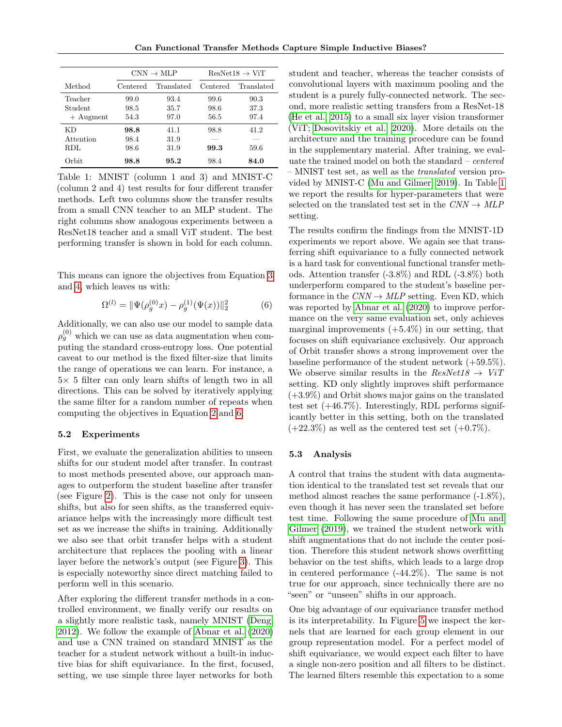| Method | CNN → MLP | | ResNet18 → ViT | |
|---|---|---|---|---|
| | Centered | Translated | Centered | Translated |
| Teacher | 99.0 | 93.4 | 99.6 | 90.3 |
| Student | 98.5 | 35.7 | 98.6 | 37.3 |
| + Augment | 54.3 | 97.0 | 56.5 | 97.4 |
| KD | **98.8** | 41.1 | 98.8 | 41.2 |
| Attention | 98.4 | 31.9 | — | — |
| RDL | 98.6 | 31.9 | **99.3** | 59.6 |
| Orbit | **98.8** | **95.2** | 98.4 | **84.0** |

Table 1: MNIST (column 1 and 3) and MNIST-C (column 2 and 4) test results for four different transfer methods. Left two columns show the transfer results from a small CNN teacher to an MLP student. The right columns show analogous experiments between a ResNet18 teacher and a small ViT student. The best performing transfer is shown in bold for each column.

This means can ignore the objectives from Equation 3 and 4, which leaves us with:

$$\Omega^{(l)} = \|\Psi(\rho_g^{(0)}x) - \rho_g^{(1)}(\Psi(x))\|_2^2 \qquad (6)$$

Additionally, we can also use our model to sample data $\rho_g^{(0)}$ which we can use as data augmentation when computing the standard cross-entropy loss. One potential caveat to our method is the fixed filter-size that limits the range of operations we can learn. For instance, a $5\times$ 5 filter can only learn shifts of length two in all directions. This can be solved by iteratively applying the same filter for a random number of repeats when computing the objectives in Equation 2 and 6.

### 5.2 Experiments

First, we evaluate the generalization abilities to unseen shifts for our student model after transfer. In contrast to most methods presented above, our approach manages to outperform the student baseline after transfer (see Figure 2). This is the case not only for unseen shifts, but also for seen shifts, as the transferred equivariance helps with the increasingly more difficult test set as we increase the shifts in training. Additionally we also see that orbit transfer helps with a student architecture that replaces the pooling with a linear layer before the network's output (see Figure 3). This is especially noteworthy since direct matching failed to perform well in this scenario.

After exploring the different transfer methods in a controlled environment, we finally verify our results on a slightly more realistic task, namely MNIST (Deng, 2012). We follow the example of Abnar et al. (2020) and use a CNN trained on standard MNIST as the teacher for a student network without a built-in inductive bias for shift equivariance. In the first, focused, setting, we use simple three layer networks for both student and teacher, whereas the teacher consists of convolutional layers with maximum pooling and the student is a purely fully-connected network. The second, more realistic setting transfers from a ResNet-18 (He et al., 2015) to a small six layer vision transformer (ViT; Dosovitskiy et al., 2020). More details on the architecture and the training procedure can be found in the supplementary material. After training, we evaluate the trained model on both the standard – *centered* – MNIST test set, as well as the *translated* version provided by MNIST-C (Mu and Gilmer, 2019). In Table 1 we report the results for hyper-parameters that were selected on the translated test set in the *CNN → MLP* setting.

The results confirm the findings from the MNIST-1D experiments we report above. We again see that transferring shift equivariance to a fully connected network is a hard task for conventional functional transfer methods. Attention transfer (-3.8%) and RDL (-3.8%) both underperform compared to the student's baseline performance in the *CNN → MLP* setting. Even KD, which was reported by Abnar et al. (2020) to improve performance on the very same evaluation set, only achieves marginal improvements (+5.4%) in our setting, that focuses on shift equivariance exclusively. Our approach of Orbit transfer shows a strong improvement over the baseline performance of the student network (+59.5%). We observe similar results in the *ResNet18 → ViT* setting. KD only slightly improves shift performance (+3.9%) and Orbit shows major gains on the translated test set (+46.7%). Interestingly, RDL performs significantly better in this setting, both on the translated (+22.3%) as well as the centered test set (+0.7%).

### 5.3 Analysis

A control that trains the student with data augmentation identical to the translated test set reveals that our method almost reaches the same performance (-1.8%), even though it has never seen the translated set before test time. Following the same procedure of Mu and Gilmer (2019), we trained the student network with shift augmentations that do not include the center position. Therefore this student network shows overfitting behavior on the test shifts, which leads to a large drop in centered performance (-44.2%). The same is not true for our approach, since technically there are no "seen" or "unseen" shifts in our approach.

One big advantage of our equivariance transfer method is its interpretability. In Figure 5 we inspect the kernels that are learned for each group element in our group representation model. For a perfect model of shift equivariance, we would expect each filter to have a single non-zero position and all filters to be distinct. The learned filters resemble this expectation to a some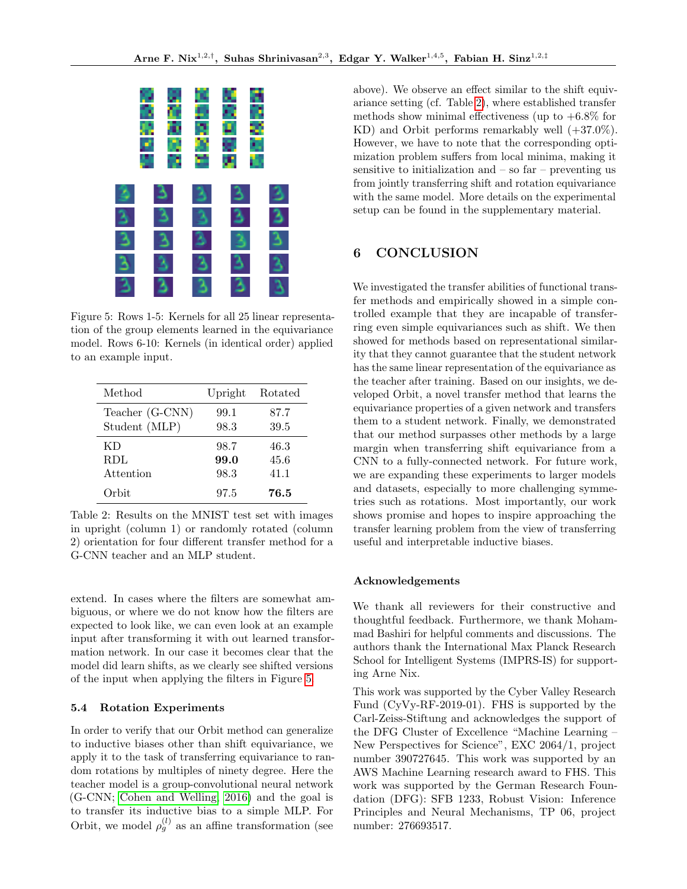Figure 5: Rows 1-5: Kernels for all 25 linear representation of the group elements learned in the equivariance model. Rows 6-10: Kernels (in identical order) applied to an example input.

| Method | Upright | Rotated |
|---|---|---|
| Teacher (G-CNN) | 99.1 | 87.7 |
| Student (MLP) | 98.3 | 39.5 |
| KD | 98.7 | 46.3 |
| RDL | **99.0** | 45.6 |
| Attention | 98.3 | 41.1 |
| Orbit | 97.5 | **76.5** |

Table 2: Results on the MNIST test set with images in upright (column 1) or randomly rotated (column 2) orientation for four different transfer method for a G-CNN teacher and an MLP student.

extend. In cases where the filters are somewhat ambiguous, or where we do not know how the filters are expected to look like, we can even look at an example input after transforming it with out learned transformation network. In our case it becomes clear that the model did learn shifts, as we clearly see shifted versions of the input when applying the filters in Figure 5.

### 5.4 Rotation Experiments

In order to verify that our Orbit method can generalize to inductive biases other than shift equivariance, we apply it to the task of transferring equivariance to random rotations by multiples of ninety degree. Here the teacher model is a group-convolutional neural network (G-CNN; Cohen and Welling, 2016) and the goal is to transfer its inductive bias to a simple MLP. For Orbit, we model $\rho_g^{(l)}$ as an affine transformation (see above). We observe an effect similar to the shift equivariance setting (cf. Table 2), where established transfer methods show minimal effectiveness (up to +6.8% for KD) and Orbit performs remarkably well (+37.0%). However, we have to note that the corresponding optimization problem suffers from local minima, making it sensitive to initialization and – so far – preventing us from jointly transferring shift and rotation equivariance with the same model. More details on the experimental setup can be found in the supplementary material.

## 6 CONCLUSION

We investigated the transfer abilities of functional transfer methods and empirically showed in a simple controlled example that they are incapable of transferring even simple equivariances such as shift. We then showed for methods based on representational similarity that they cannot guarantee that the student network has the same linear representation of the equivariance as the teacher after training. Based on our insights, we developed Orbit, a novel transfer method that learns the equivariance properties of a given network and transfers them to a student network. Finally, we demonstrated that our method surpasses other methods by a large margin when transferring shift equivariance from a CNN to a fully-connected network. For future work, we are expanding these experiments to larger models and datasets, especially to more challenging symmetries such as rotations. Most importantly, our work shows promise and hopes to inspire approaching the transfer learning problem from the view of transferring useful and interpretable inductive biases.

#### Acknowledgements

We thank all reviewers for their constructive and thoughtful feedback. Furthermore, we thank Mohammad Bashiri for helpful comments and discussions. The authors thank the International Max Planck Research School for Intelligent Systems (IMPRS-IS) for supporting Arne Nix.

This work was supported by the Cyber Valley Research Fund (CyVy-RF-2019-01). FHS is supported by the Carl-Zeiss-Stiftung and acknowledges the support of the DFG Cluster of Excellence "Machine Learning – New Perspectives for Science", EXC 2064/1, project number 390727645. This work was supported by an AWS Machine Learning research award to FHS. This work was supported by the German Research Foundation (DFG): SFB 1233, Robust Vision: Inference Principles and Neural Mechanisms, TP 06, project number: 276693517.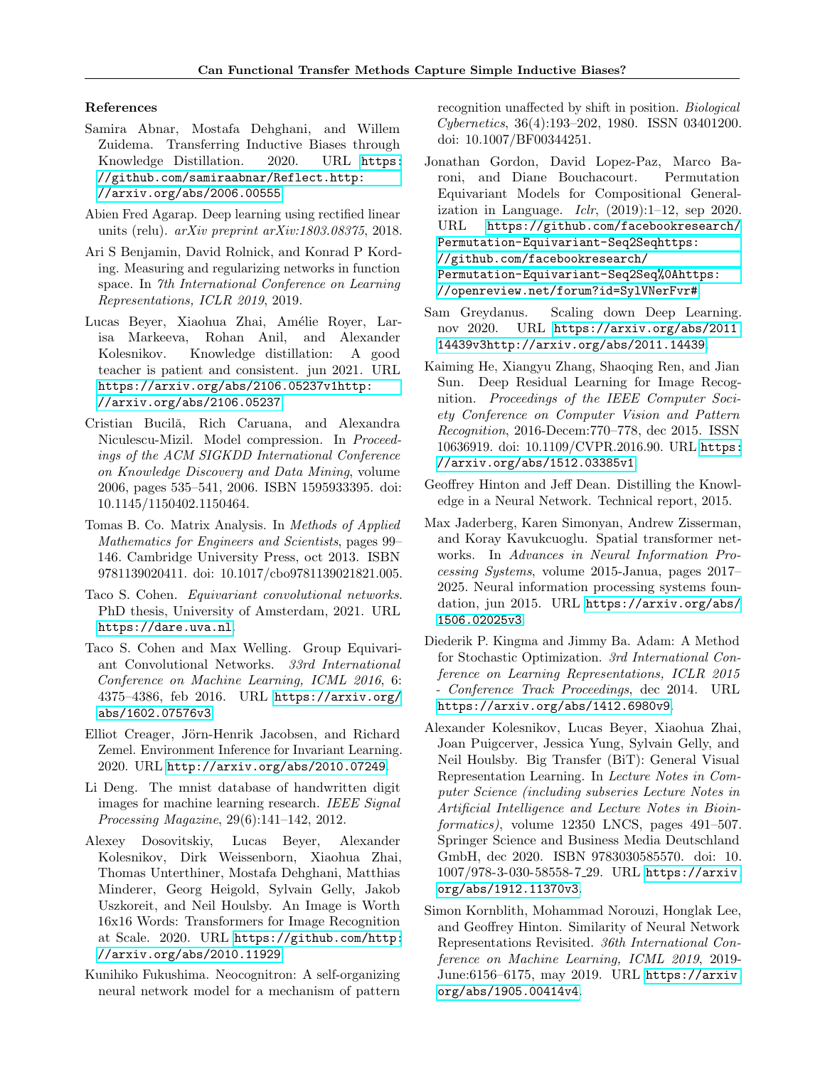### References

Samira Abnar, Mostafa Dehghani, and Willem Zuidema. Transferring Inductive Biases through Knowledge Distillation. 2020. URL https://github.com/samiraabnar/Reflect.http://arxiv.org/abs/2006.00555.

Abien Fred Agarap. Deep learning using rectified linear units (relu). *arXiv preprint arXiv:1803.08375*, 2018.

Ari S Benjamin, David Rolnick, and Konrad P Kording. Measuring and regularizing networks in function space. In *7th International Conference on Learning Representations, ICLR 2019*, 2019.

Lucas Beyer, Xiaohua Zhai, Amélie Royer, Larisa Markeeva, Rohan Anil, and Alexander Kolesnikov. Knowledge distillation: A good teacher is patient and consistent. jun 2021. URL https://arxiv.org/abs/2106.05237v1http://arxiv.org/abs/2106.05237.

Cristian Bucilă, Rich Caruana, and Alexandra Niculescu-Mizil. Model compression. In *Proceedings of the ACM SIGKDD International Conference on Knowledge Discovery and Data Mining*, volume 2006, pages 535–541, 2006. ISBN 1595933395. doi: 10.1145/1150402.1150464.

Tomas B. Co. Matrix Analysis. In *Methods of Applied Mathematics for Engineers and Scientists*, pages 99–146. Cambridge University Press, oct 2013. ISBN 9781139020411. doi: 10.1017/cbo9781139021821.005.

Taco S. Cohen. *Equivariant convolutional networks*. PhD thesis, University of Amsterdam, 2021. URL https://dare.uva.nl.

Taco S. Cohen and Max Welling. Group Equivariant Convolutional Networks. *33rd International Conference on Machine Learning, ICML 2016*, 6: 4375–4386, feb 2016. URL https://arxiv.org/abs/1602.07576v3.

Elliot Creager, Jörn-Henrik Jacobsen, and Richard Zemel. Environment Inference for Invariant Learning. 2020. URL http://arxiv.org/abs/2010.07249.

Li Deng. The mnist database of handwritten digit images for machine learning research. *IEEE Signal Processing Magazine*, 29(6):141–142, 2012.

Alexey Dosovitskiy, Lucas Beyer, Alexander Kolesnikov, Dirk Weissenborn, Xiaohua Zhai, Thomas Unterthiner, Mostafa Dehghani, Matthias Minderer, Georg Heigold, Sylvain Gelly, Jakob Uszkoreit, and Neil Houlsby. An Image is Worth 16x16 Words: Transformers for Image Recognition at Scale. 2020. URL https://github.com/http://arxiv.org/abs/2010.11929.

Kunihiko Fukushima. Neocognitron: A self-organizing neural network model for a mechanism of pattern recognition unaffected by shift in position. *Biological Cybernetics*, 36(4):193–202, 1980. ISSN 03401200. doi: 10.1007/BF00344251.

Jonathan Gordon, David Lopez-Paz, Marco Baroni, and Diane Bouchacourt. Permutation Equivariant Models for Compositional Generalization in Language. *Iclr*, (2019):1–12, sep 2020. URL https://github.com/facebookresearch/Permutation-Equivariant-Seq2Seqhttps://github.com/facebookresearch/Permutation-Equivariant-Seq2Seq%0Ahttps://openreview.net/forum?id=SylVNerFvr#.

Sam Greydanus. Scaling down Deep Learning. nov 2020. URL https://arxiv.org/abs/2011.14439v3http://arxiv.org/abs/2011.14439.

Kaiming He, Xiangyu Zhang, Shaoqing Ren, and Jian Sun. Deep Residual Learning for Image Recognition. *Proceedings of the IEEE Computer Society Conference on Computer Vision and Pattern Recognition*, 2016-Decem:770–778, dec 2015. ISSN 10636919. doi: 10.1109/CVPR.2016.90. URL https://arxiv.org/abs/1512.03385v1.

Geoffrey Hinton and Jeff Dean. Distilling the Knowledge in a Neural Network. Technical report, 2015.

Max Jaderberg, Karen Simonyan, Andrew Zisserman, and Koray Kavukcuoglu. Spatial transformer networks. In *Advances in Neural Information Processing Systems*, volume 2015-Janua, pages 2017–2025. Neural information processing systems foundation, jun 2015. URL https://arxiv.org/abs/1506.02025v3.

Diederik P. Kingma and Jimmy Ba. Adam: A Method for Stochastic Optimization. *3rd International Conference on Learning Representations, ICLR 2015 - Conference Track Proceedings*, dec 2014. URL https://arxiv.org/abs/1412.6980v9.

Alexander Kolesnikov, Lucas Beyer, Xiaohua Zhai, Joan Puigcerver, Jessica Yung, Sylvain Gelly, and Neil Houlsby. Big Transfer (BiT): General Visual Representation Learning. In *Lecture Notes in Computer Science (including subseries Lecture Notes in Artificial Intelligence and Lecture Notes in Bioinformatics)*, volume 12350 LNCS, pages 491–507. Springer Science and Business Media Deutschland GmbH, dec 2020. ISBN 9783030585570. doi: 10.1007/978-3-030-58558-7_29. URL https://arxiv.org/abs/1912.11370v3.

Simon Kornblith, Mohammad Norouzi, Honglak Lee, and Geoffrey Hinton. Similarity of Neural Network Representations Revisited. *36th International Conference on Machine Learning, ICML 2019*, 2019-June:6156–6175, may 2019. URL https://arxiv.org/abs/1905.00414v4.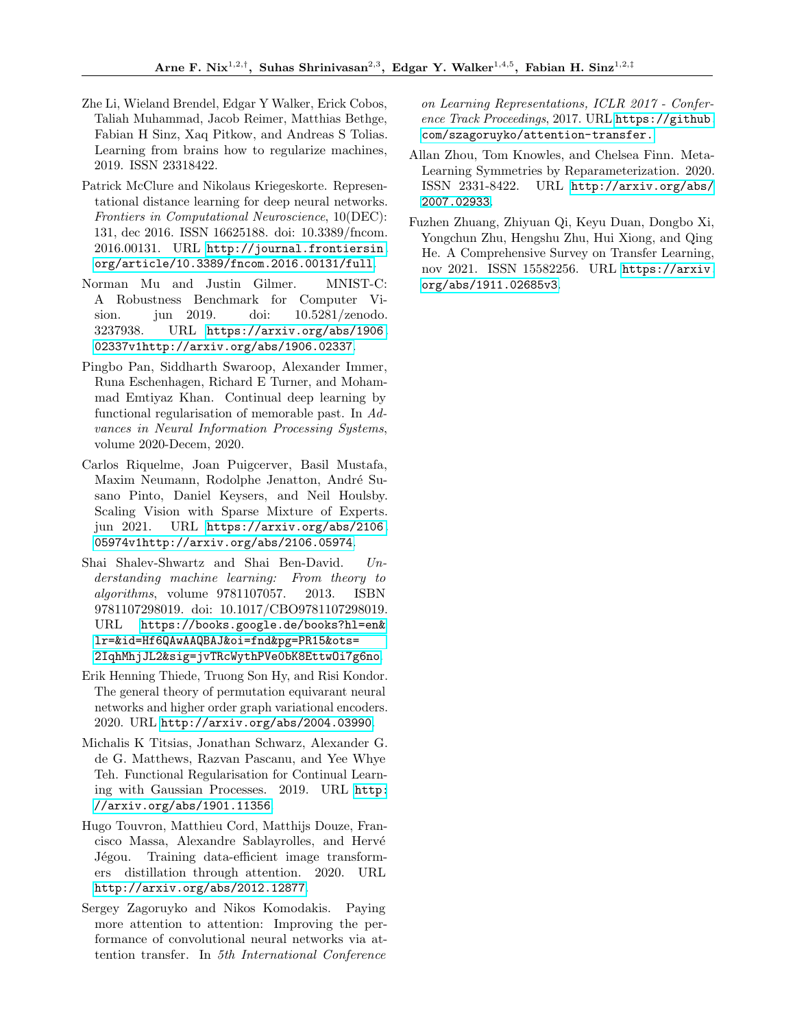Zhe Li, Wieland Brendel, Edgar Y Walker, Erick Cobos, Taliah Muhammad, Jacob Reimer, Matthias Bethge, Fabian H Sinz, Xaq Pitkow, and Andreas S Tolias. Learning from brains how to regularize machines, 2019. ISSN 23318422.

Patrick McClure and Nikolaus Kriegeskorte. Representational distance learning for deep neural networks. *Frontiers in Computational Neuroscience*, 10(DEC): 131, dec 2016. ISSN 16625188. doi: 10.3389/fncom.2016.00131. URL http://journal.frontiersin.org/article/10.3389/fncom.2016.00131/full.

Norman Mu and Justin Gilmer. MNIST-C: A Robustness Benchmark for Computer Vision. jun 2019. doi: 10.5281/zenodo.3237938. URL https://arxiv.org/abs/1906.02337v1http://arxiv.org/abs/1906.02337.

Pingbo Pan, Siddharth Swaroop, Alexander Immer, Runa Eschenhagen, Richard E Turner, and Mohammad Emtiyaz Khan. Continual deep learning by functional regularisation of memorable past. In *Advances in Neural Information Processing Systems*, volume 2020-Decem, 2020.

Carlos Riquelme, Joan Puigcerver, Basil Mustafa, Maxim Neumann, Rodolphe Jenatton, André Susano Pinto, Daniel Keysers, and Neil Houlsby. Scaling Vision with Sparse Mixture of Experts. jun 2021. URL https://arxiv.org/abs/2106.05974v1http://arxiv.org/abs/2106.05974.

Shai Shalev-Shwartz and Shai Ben-David. *Understanding machine learning: From theory to algorithms*, volume 9781107057. 2013. ISBN 9781107298019. doi: 10.1017/CBO9781107298019. URL https://books.google.de/books?hl=en&lr=&id=Hf6QAwAAQBAJ&oi=fnd&pg=PR15&ots=2IqhMhjJL2&sig=jvTRcWythPVe0bK8EttwOi7g6no.

Erik Henning Thiede, Truong Son Hy, and Risi Kondor. The general theory of permutation equivarant neural networks and higher order graph variational encoders. 2020. URL http://arxiv.org/abs/2004.03990.

Michalis K Titsias, Jonathan Schwarz, Alexander G. de G. Matthews, Razvan Pascanu, and Yee Whye Teh. Functional Regularisation for Continual Learning with Gaussian Processes. 2019. URL http://arxiv.org/abs/1901.11356.

Hugo Touvron, Matthieu Cord, Matthijs Douze, Francisco Massa, Alexandre Sablayrolles, and Hervé Jégou. Training data-efficient image transformers distillation through attention. 2020. URL http://arxiv.org/abs/2012.12877.

Sergey Zagoruyko and Nikos Komodakis. Paying more attention to attention: Improving the performance of convolutional neural networks via attention transfer. In *5th International Conference on Learning Representations, ICLR 2017 - Conference Track Proceedings*, 2017. URL https://github.com/szagoruyko/attention-transfer.

Allan Zhou, Tom Knowles, and Chelsea Finn. Meta-Learning Symmetries by Reparameterization. 2020. ISSN 2331-8422. URL http://arxiv.org/abs/2007.02933.

Fuzhen Zhuang, Zhiyuan Qi, Keyu Duan, Dongbo Xi, Yongchun Zhu, Hengshu Zhu, Hui Xiong, and Qing He. A Comprehensive Survey on Transfer Learning, nov 2021. ISSN 15582256. URL https://arxiv.org/abs/1911.02685v3.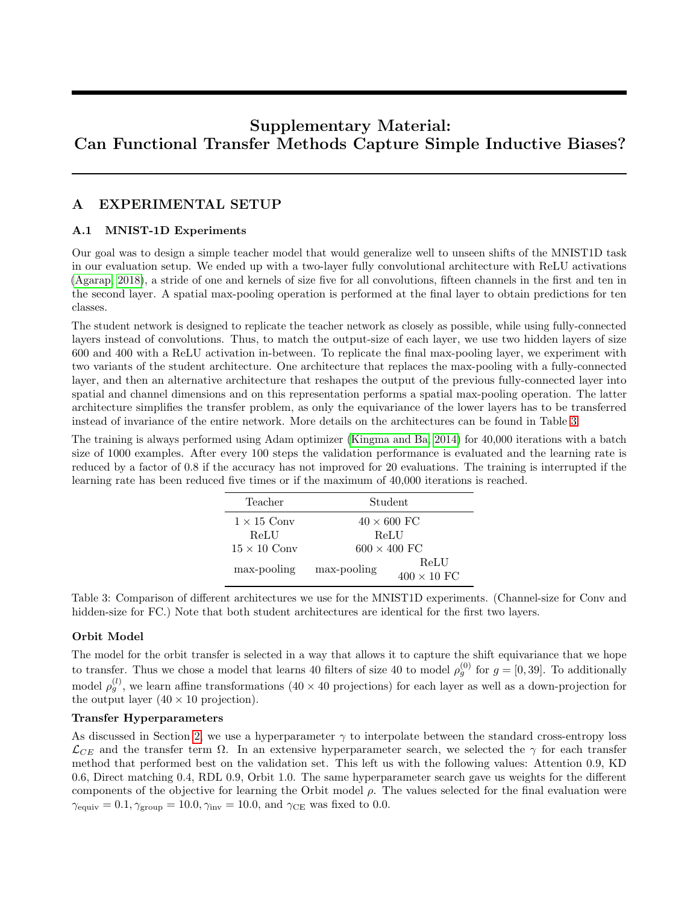# Supplementary Material: Can Functional Transfer Methods Capture Simple Inductive Biases?

## A EXPERIMENTAL SETUP

### A.1 MNIST-1D Experiments

Our goal was to design a simple teacher model that would generalize well to unseen shifts of the MNIST1D task in our evaluation setup. We ended up with a two-layer fully convolutional architecture with ReLU activations (Agarap, 2018), a stride of one and kernels of size five for all convolutions, fifteen channels in the first and ten in the second layer. A spatial max-pooling operation is performed at the final layer to obtain predictions for ten classes.

The student network is designed to replicate the teacher network as closely as possible, while using fully-connected layers instead of convolutions. Thus, to match the output-size of each layer, we use two hidden layers of size 600 and 400 with a ReLU activation in-between. To replicate the final max-pooling layer, we experiment with two variants of the student architecture. One architecture that replaces the max-pooling with a fully-connected layer, and then an alternative architecture that reshapes the output of the previous fully-connected layer into spatial and channel dimensions and on this representation performs a spatial max-pooling operation. The latter architecture simplifies the transfer problem, as only the equivariance of the lower layers has to be transferred instead of invariance of the entire network. More details on the architectures can be found in Table 3.

The training is always performed using Adam optimizer (Kingma and Ba, 2014) for 40,000 iterations with a batch size of 1000 examples. After every 100 steps the validation performance is evaluated and the learning rate is reduced by a factor of 0.8 if the accuracy has not improved for 20 evaluations. The training is interrupted if the learning rate has been reduced five times or if the maximum of 40,000 iterations is reached.

| Teacher | Student | |
|---|---|---|
| $1 \times 15$ Conv | $40 \times 600$ FC | |
| ReLU | ReLU | |
| $15 \times 10$ Conv | $600 \times 400$ FC | |
| max-pooling | max-pooling | ReLU<br>$400 \times 10$ FC |

Table 3: Comparison of different architectures we use for the MNIST1D experiments. (Channel-size for Conv and hidden-size for FC.) Note that both student architectures are identical for the first two layers.

**Orbit Model**

The model for the orbit transfer is selected in a way that allows it to capture the shift equivariance that we hope to transfer. Thus we chose a model that learns 40 filters of size 40 to model $\rho_g^{(0)}$ for $g = [0, 39]$. To additionally model $\rho_g^{(l)}$, we learn affine transformations ($40 \times 40$ projections) for each layer as well as a down-projection for the output layer ($40 \times 10$ projection).

**Transfer Hyperparameters**

As discussed in Section 2, we use a hyperparameter $\gamma$ to interpolate between the standard cross-entropy loss $\mathcal{L}_{CE}$ and the transfer term $\Omega$. In an extensive hyperparameter search, we selected the $\gamma$ for each transfer method that performed best on the validation set. This left us with the following values: Attention 0.9, KD 0.6, Direct matching 0.4, RDL 0.9, Orbit 1.0. The same hyperparameter search gave us weights for the different components of the objective for learning the Orbit model $\rho$. The values selected for the final evaluation were $\gamma_{\text{equiv}} = 0.1, \gamma_{\text{group}} = 10.0, \gamma_{\text{inv}} = 10.0$, and $\gamma_{\text{CE}}$ was fixed to 0.0.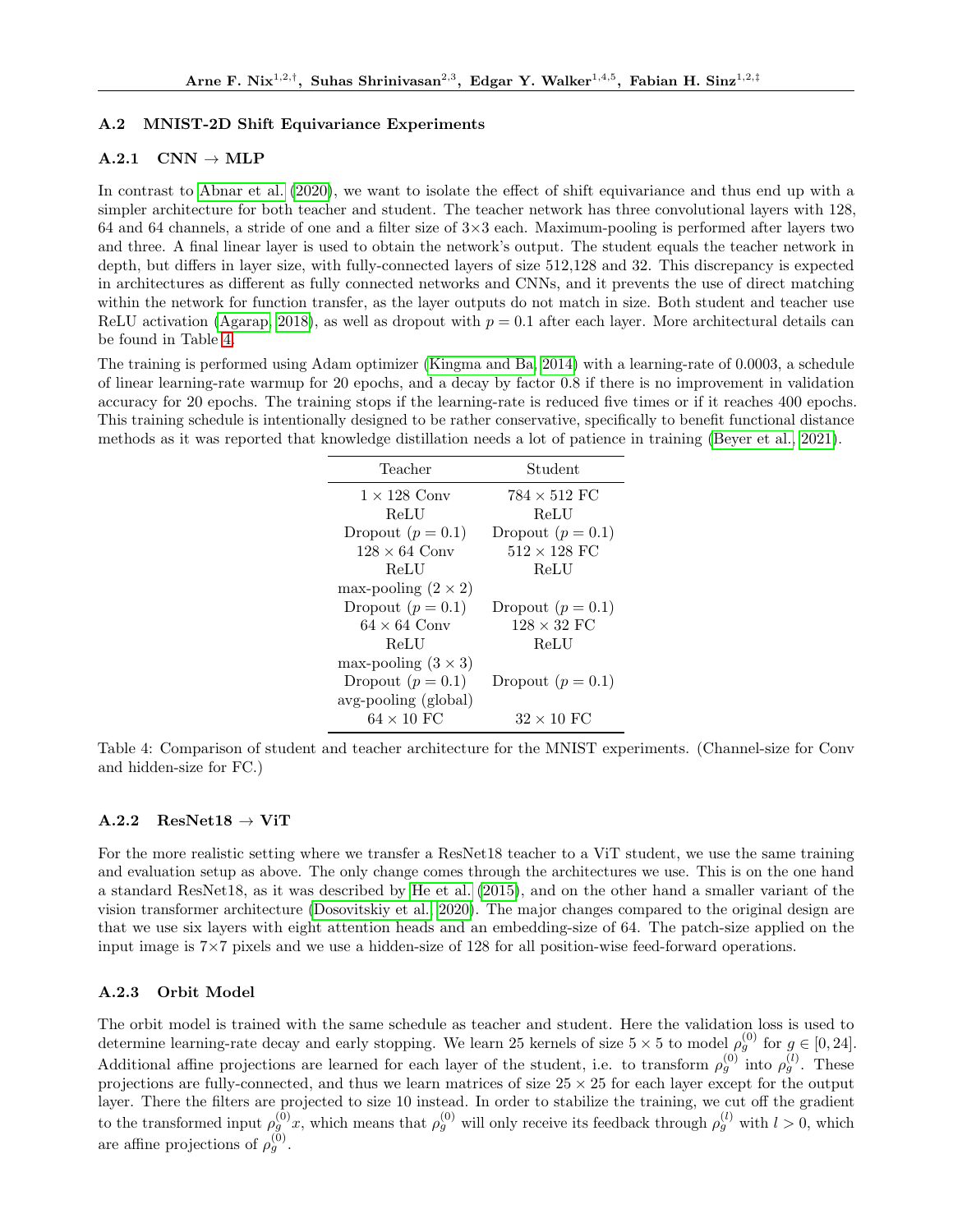## A.2 MNIST-2D Shift Equivariance Experiments

### A.2.1 CNN → MLP

In contrast to Abnar et al. (2020), we want to isolate the effect of shift equivariance and thus end up with a simpler architecture for both teacher and student. The teacher network has three convolutional layers with 128, 64 and 64 channels, a stride of one and a filter size of 3×3 each. Maximum-pooling is performed after layers two and three. A final linear layer is used to obtain the network's output. The student equals the teacher network in depth, but differs in layer size, with fully-connected layers of size 512,128 and 32. This discrepancy is expected in architectures as different as fully connected networks and CNNs, and it prevents the use of direct matching within the network for function transfer, as the layer outputs do not match in size. Both student and teacher use ReLU activation (Agarap, 2018), as well as dropout with $p = 0.1$ after each layer. More architectural details can be found in Table 4.

The training is performed using Adam optimizer (Kingma and Ba, 2014) with a learning-rate of 0.0003, a schedule of linear learning-rate warmup for 20 epochs, and a decay by factor 0.8 if there is no improvement in validation accuracy for 20 epochs. The training stops if the learning-rate is reduced five times or if it reaches 400 epochs. This training schedule is intentionally designed to be rather conservative, specifically to benefit functional distance methods as it was reported that knowledge distillation needs a lot of patience in training (Beyer et al., 2021).

| Teacher | Student |
|---|---|
| $1 \times 128$ Conv | $784 \times 512$ FC |
| ReLU | ReLU |
| Dropout ($p = 0.1$) | Dropout ($p = 0.1$) |
| $128 \times 64$ Conv | $512 \times 128$ FC |
| ReLU | ReLU |
| max-pooling ($2 \times 2$) | |
| Dropout ($p = 0.1$) | Dropout ($p = 0.1$) |
| $64 \times 64$ Conv | $128 \times 32$ FC |
| ReLU | ReLU |
| max-pooling ($3 \times 3$) | |
| Dropout ($p = 0.1$) | Dropout ($p = 0.1$) |
| avg-pooling (global) | |
| $64 \times 10$ FC | $32 \times 10$ FC |

Table 4: Comparison of student and teacher architecture for the MNIST experiments. (Channel-size for Conv and hidden-size for FC.)

### A.2.2 ResNet18 → ViT

For the more realistic setting where we transfer a ResNet18 teacher to a ViT student, we use the same training and evaluation setup as above. The only change comes through the architectures we use. This is on the one hand a standard ResNet18, as it was described by He et al. (2015), and on the other hand a smaller variant of the vision transformer architecture (Dosovitskiy et al., 2020). The major changes compared to the original design are that we use six layers with eight attention heads and an embedding-size of 64. The patch-size applied on the input image is 7×7 pixels and we use a hidden-size of 128 for all position-wise feed-forward operations.

### A.2.3 Orbit Model

The orbit model is trained with the same schedule as teacher and student. Here the validation loss is used to determine learning-rate decay and early stopping. We learn 25 kernels of size $5 \times 5$ to model $\rho_g^{(0)}$ for $g \in [0, 24]$. Additional affine projections are learned for each layer of the student, i.e. to transform $\rho_g^{(0)}$ into $\rho_g^{(l)}$. These projections are fully-connected, and thus we learn matrices of size $25 \times 25$ for each layer except for the output layer. There the filters are projected to size 10 instead. In order to stabilize the training, we cut off the gradient to the transformed input $\rho_g^{(0)} x$, which means that $\rho_g^{(0)}$ will only receive its feedback through $\rho_g^{(l)}$ with $l > 0$, which are affine projections of $\rho_g^{(0)}$.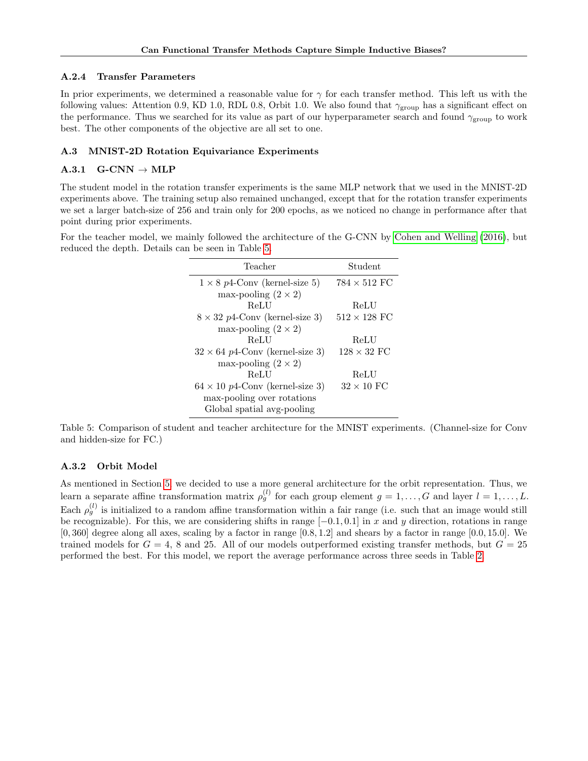### A.2.4 Transfer Parameters

In prior experiments, we determined a reasonable value for $\gamma$ for each transfer method. This left us with the following values: Attention 0.9, KD 1.0, RDL 0.8, Orbit 1.0. We also found that $\gamma_{\text{group}}$ has a significant effect on the performance. Thus we searched for its value as part of our hyperparameter search and found $\gamma_{\text{group}}$ to work best. The other components of the objective are all set to one.

## A.3 MNIST-2D Rotation Equivariance Experiments

### A.3.1 G-CNN → MLP

The student model in the rotation transfer experiments is the same MLP network that we used in the MNIST-2D experiments above. The training setup also remained unchanged, except that for the rotation transfer experiments we set a larger batch-size of 256 and train only for 200 epochs, as we noticed no change in performance after that point during prior experiments.

For the teacher model, we mainly followed the architecture of the G-CNN by Cohen and Welling (2016), but reduced the depth. Details can be seen in Table 5.

| Teacher | Student |
|---|---|
| $1 \times 8$ $p4$-Conv (kernel-size 5) | $784 \times 512$ FC |
| max-pooling ($2 \times 2$) | |
| ReLU | ReLU |
| $8 \times 32$ $p4$-Conv (kernel-size 3) | $512 \times 128$ FC |
| max-pooling ($2 \times 2$) | |
| ReLU | ReLU |
| $32 \times 64$ $p4$-Conv (kernel-size 3) | $128 \times 32$ FC |
| max-pooling ($2 \times 2$) | |
| ReLU | ReLU |
| $64 \times 10$ $p4$-Conv (kernel-size 3) | $32 \times 10$ FC |
| max-pooling over rotations | |
| Global spatial avg-pooling | |

Table 5: Comparison of student and teacher architecture for the MNIST experiments. (Channel-size for Conv and hidden-size for FC.)

### A.3.2 Orbit Model

As mentioned in Section 5, we decided to use a more general architecture for the orbit representation. Thus, we learn a separate affine transformation matrix $\rho_g^{(l)}$ for each group element $g = 1, \ldots, G$ and layer $l = 1, \ldots, L$. Each $\rho_g^{(l)}$ is initialized to a random affine transformation within a fair range (i.e. such that an image would still be recognizable). For this, we are considering shifts in range $[-0.1, 0.1]$ in $x$ and $y$ direction, rotations in range $[0, 360]$ degree along all axes, scaling by a factor in range $[0.8, 1.2]$ and shears by a factor in range $[0.0, 15.0]$. We trained models for $G = 4$, 8 and 25. All of our models outperformed existing transfer methods, but $G = 25$ performed the best. For this model, we report the average performance across three seeds in Table 2.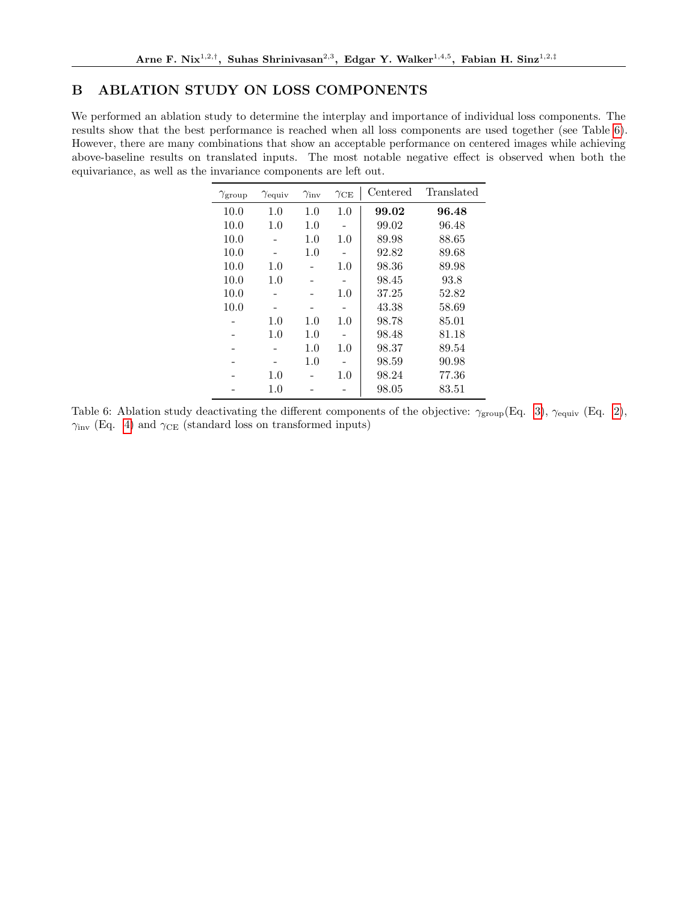## B ABLATION STUDY ON LOSS COMPONENTS

We performed an ablation study to determine the interplay and importance of individual loss components. The results show that the best performance is reached when all loss components are used together (see Table 6). However, there are many combinations that show an acceptable performance on centered images while achieving above-baseline results on translated inputs. The most notable negative effect is observed when both the equivariance, as well as the invariance components are left out.

| $\gamma_{\text{group}}$ | $\gamma_{\text{equiv}}$ | $\gamma_{\text{inv}}$ | $\gamma_{\text{CE}}$ | Centered | Translated |
|---|---|---|---|---|---|
| 10.0 | 1.0 | 1.0 | 1.0 | **99.02** | **96.48** |
| 10.0 | 1.0 | 1.0 | - | 99.02 | 96.48 |
| 10.0 | - | 1.0 | 1.0 | 89.98 | 88.65 |
| 10.0 | - | 1.0 | - | 92.82 | 89.68 |
| 10.0 | 1.0 | - | 1.0 | 98.36 | 89.98 |
| 10.0 | 1.0 | - | - | 98.45 | 93.8 |
| 10.0 | - | - | 1.0 | 37.25 | 52.82 |
| 10.0 | - | - | - | 43.38 | 58.69 |
| - | 1.0 | 1.0 | 1.0 | 98.78 | 85.01 |
| - | 1.0 | 1.0 | - | 98.48 | 81.18 |
| - | - | 1.0 | 1.0 | 98.37 | 89.54 |
| - | - | 1.0 | - | 98.59 | 90.98 |
| - | 1.0 | - | 1.0 | 98.24 | 77.36 |
| - | 1.0 | - | - | 98.05 | 83.51 |

Table 6: Ablation study deactivating the different components of the objective: $\gamma_{\text{group}}$(Eq. 3), $\gamma_{\text{equiv}}$ (Eq. 2), $\gamma_{\text{inv}}$ (Eq. 4) and $\gamma_{\text{CE}}$ (standard loss on transformed inputs)